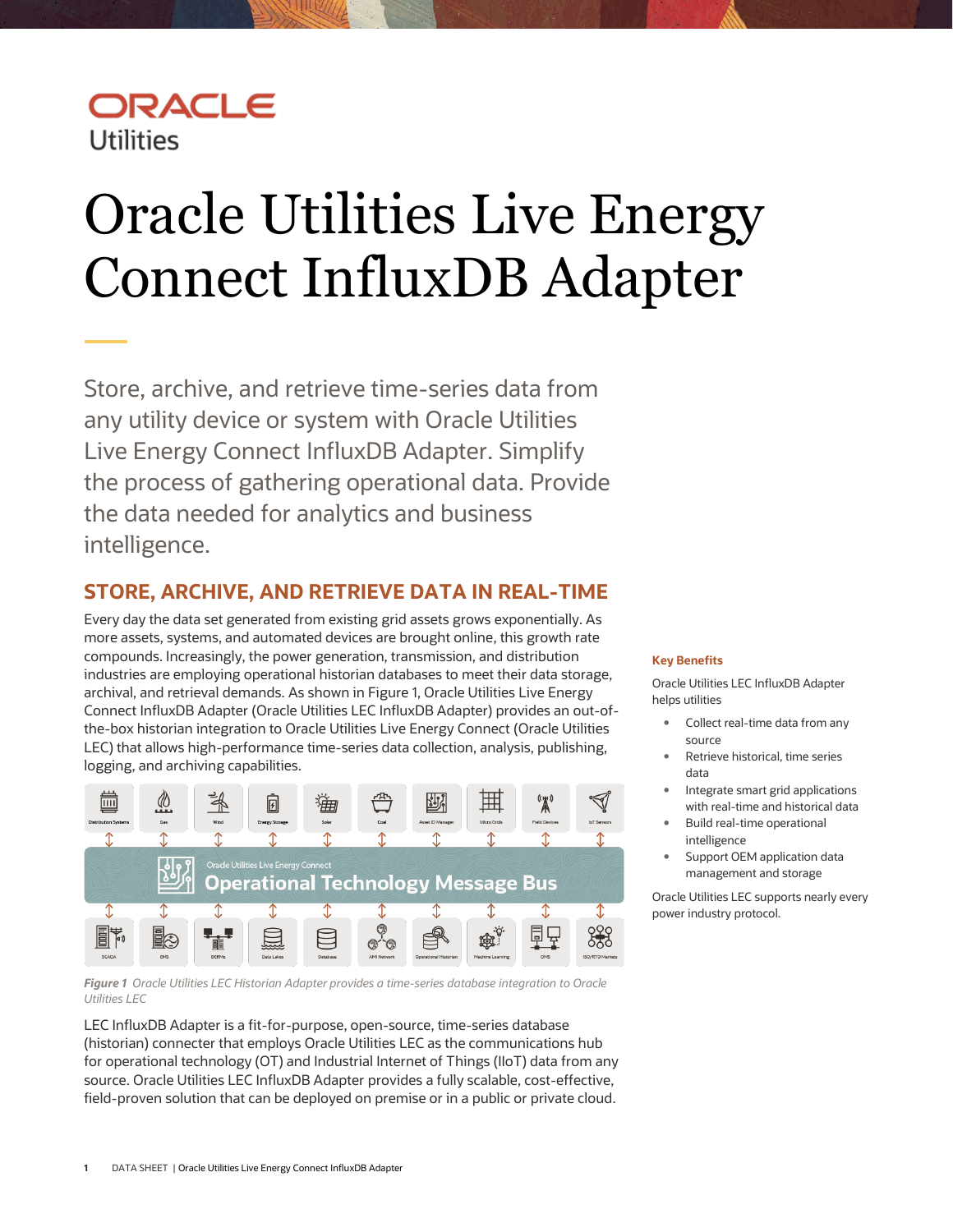ORACLE
Utilities

# Oracle Utilities Live Energy Connect InfluxDB Adapter

Store, archive, and retrieve time-series data from any utility device or system with Oracle Utilities Live Energy Connect InfluxDB Adapter. Simplify the process of gathering operational data. Provide the data needed for analytics and business intelligence.

## STORE, ARCHIVE, AND RETRIEVE DATA IN REAL-TIME

Every day the data set generated from existing grid assets grows exponentially. As more assets, systems, and automated devices are brought online, this growth rate compounds. Increasingly, the power generation, transmission, and distribution industries are employing operational historian databases to meet their data storage, archival, and retrieval demands. As shown in Figure 1, Oracle Utilities Live Energy Connect InfluxDB Adapter (Oracle Utilities LEC InfluxDB Adapter) provides an out-of-the-box historian integration to Oracle Utilities Live Energy Connect (Oracle Utilities LEC) that allows high-performance time-series data collection, analysis, publishing, logging, and archiving capabilities.

*Figure 1 Oracle Utilities LEC Historian Adapter provides a time-series database integration to Oracle Utilities LEC*

LEC InfluxDB Adapter is a fit-for-purpose, open-source, time-series database (historian) connecter that employs Oracle Utilities LEC as the communications hub for operational technology (OT) and Industrial Internet of Things (IIoT) data from any source. Oracle Utilities LEC InfluxDB Adapter provides a fully scalable, cost-effective, field-proven solution that can be deployed on premise or in a public or private cloud.

**Key Benefits**

Oracle Utilities LEC InfluxDB Adapter helps utilities

- Collect real-time data from any source
- Retrieve historical, time series data
- Integrate smart grid applications with real-time and historical data
- Build real-time operational intelligence
- Support OEM application data management and storage

Oracle Utilities LEC supports nearly every power industry protocol.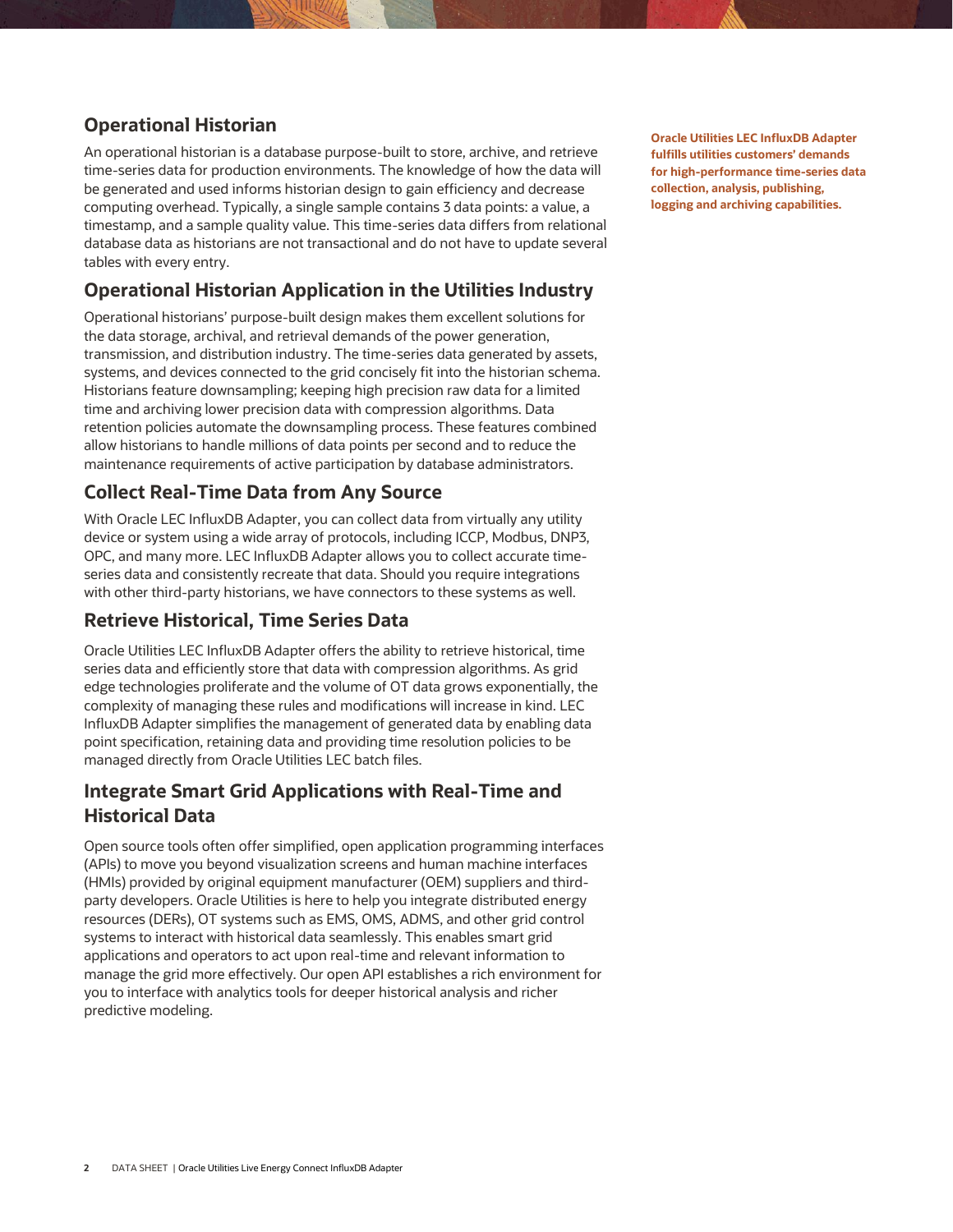## Operational Historian

An operational historian is a database purpose-built to store, archive, and retrieve time-series data for production environments. The knowledge of how the data will be generated and used informs historian design to gain efficiency and decrease computing overhead. Typically, a single sample contains 3 data points: a value, a timestamp, and a sample quality value. This time-series data differs from relational database data as historians are not transactional and do not have to update several tables with every entry.

**Oracle Utilities LEC InfluxDB Adapter fulfills utilities customers' demands for high-performance time-series data collection, analysis, publishing, logging and archiving capabilities.**

## Operational Historian Application in the Utilities Industry

Operational historians' purpose-built design makes them excellent solutions for the data storage, archival, and retrieval demands of the power generation, transmission, and distribution industry. The time-series data generated by assets, systems, and devices connected to the grid concisely fit into the historian schema. Historians feature downsampling; keeping high precision raw data for a limited time and archiving lower precision data with compression algorithms. Data retention policies automate the downsampling process. These features combined allow historians to handle millions of data points per second and to reduce the maintenance requirements of active participation by database administrators.

## Collect Real-Time Data from Any Source

With Oracle LEC InfluxDB Adapter, you can collect data from virtually any utility device or system using a wide array of protocols, including ICCP, Modbus, DNP3, OPC, and many more. LEC InfluxDB Adapter allows you to collect accurate time-series data and consistently recreate that data. Should you require integrations with other third-party historians, we have connectors to these systems as well.

## Retrieve Historical, Time Series Data

Oracle Utilities LEC InfluxDB Adapter offers the ability to retrieve historical, time series data and efficiently store that data with compression algorithms. As grid edge technologies proliferate and the volume of OT data grows exponentially, the complexity of managing these rules and modifications will increase in kind. LEC InfluxDB Adapter simplifies the management of generated data by enabling data point specification, retaining data and providing time resolution policies to be managed directly from Oracle Utilities LEC batch files.

## Integrate Smart Grid Applications with Real-Time and Historical Data

Open source tools often offer simplified, open application programming interfaces (APIs) to move you beyond visualization screens and human machine interfaces (HMIs) provided by original equipment manufacturer (OEM) suppliers and third-party developers. Oracle Utilities is here to help you integrate distributed energy resources (DERs), OT systems such as EMS, OMS, ADMS, and other grid control systems to interact with historical data seamlessly. This enables smart grid applications and operators to act upon real-time and relevant information to manage the grid more effectively. Our open API establishes a rich environment for you to interface with analytics tools for deeper historical analysis and richer predictive modeling.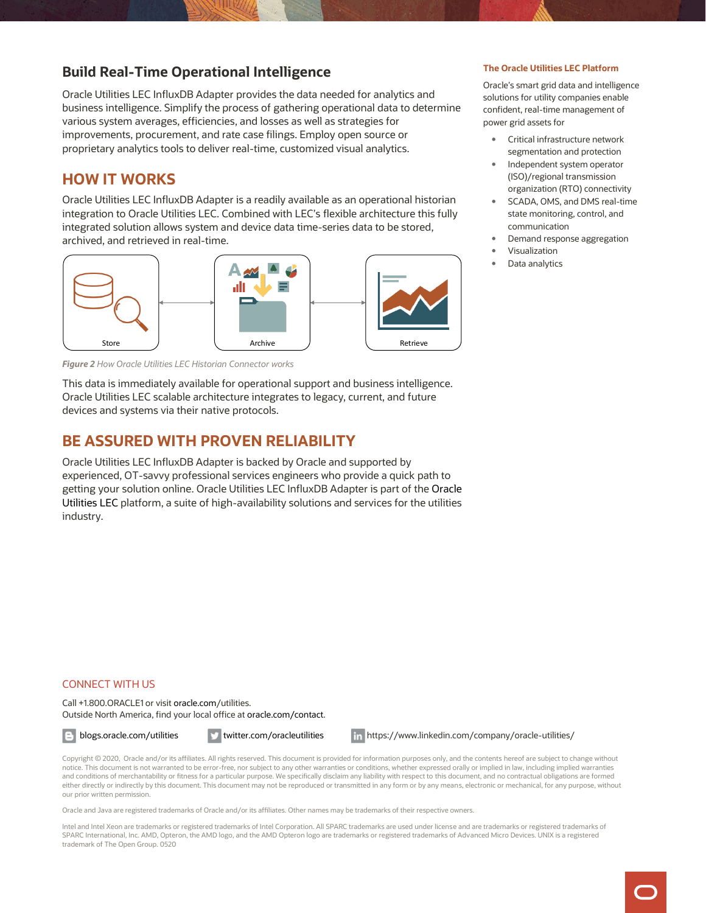## Build Real-Time Operational Intelligence

Oracle Utilities LEC InfluxDB Adapter provides the data needed for analytics and business intelligence. Simplify the process of gathering operational data to determine various system averages, efficiencies, and losses as well as strategies for improvements, procurement, and rate case filings. Employ open source or proprietary analytics tools to deliver real-time, customized visual analytics.

## HOW IT WORKS

Oracle Utilities LEC InfluxDB Adapter is a readily available as an operational historian integration to Oracle Utilities LEC. Combined with LEC's flexible architecture this fully integrated solution allows system and device data time-series data to be stored, archived, and retrieved in real-time.

Store

Archive

Retrieve

***Figure 2*** *How Oracle Utilities LEC Historian Connector works*

This data is immediately available for operational support and business intelligence. Oracle Utilities LEC scalable architecture integrates to legacy, current, and future devices and systems via their native protocols.

## BE ASSURED WITH PROVEN RELIABILITY

Oracle Utilities LEC InfluxDB Adapter is backed by Oracle and supported by experienced, OT-savvy professional services engineers who provide a quick path to getting your solution online. Oracle Utilities LEC InfluxDB Adapter is part of the Oracle Utilities LEC platform, a suite of high-availability solutions and services for the utilities industry.

### The Oracle Utilities LEC Platform

Oracle's smart grid data and intelligence solutions for utility companies enable confident, real-time management of power grid assets for

- Critical infrastructure network segmentation and protection
- Independent system operator (ISO)/regional transmission organization (RTO) connectivity
- SCADA, OMS, and DMS real-time state monitoring, control, and communication
- Demand response aggregation
- Visualization
- Data analytics

### CONNECT WITH US

Call +1.800.ORACLE1 or visit oracle.com/utilities.
Outside North America, find your local office at oracle.com/contact.

blogs.oracle.com/utilities    twitter.com/oracleutilities    https://www.linkedin.com/company/oracle-utilities/

Copyright © 2020, Oracle and/or its affiliates. All rights reserved. This document is provided for information purposes only, and the contents hereof are subject to change without notice. This document is not warranted to be error-free, nor subject to any other warranties or conditions, whether expressed orally or implied in law, including implied warranties and conditions of merchantability or fitness for a particular purpose. We specifically disclaim any liability with respect to this document, and no contractual obligations are formed either directly or indirectly by this document. This document may not be reproduced or transmitted in any form or by any means, electronic or mechanical, for any purpose, without our prior written permission.

Oracle and Java are registered trademarks of Oracle and/or its affiliates. Other names may be trademarks of their respective owners.

Intel and Intel Xeon are trademarks or registered trademarks of Intel Corporation. All SPARC trademarks are used under license and are trademarks or registered trademarks of SPARC International, Inc. AMD, Opteron, the AMD logo, and the AMD Opteron logo are trademarks or registered trademarks of Advanced Micro Devices. UNIX is a registered trademark of The Open Group. 0520